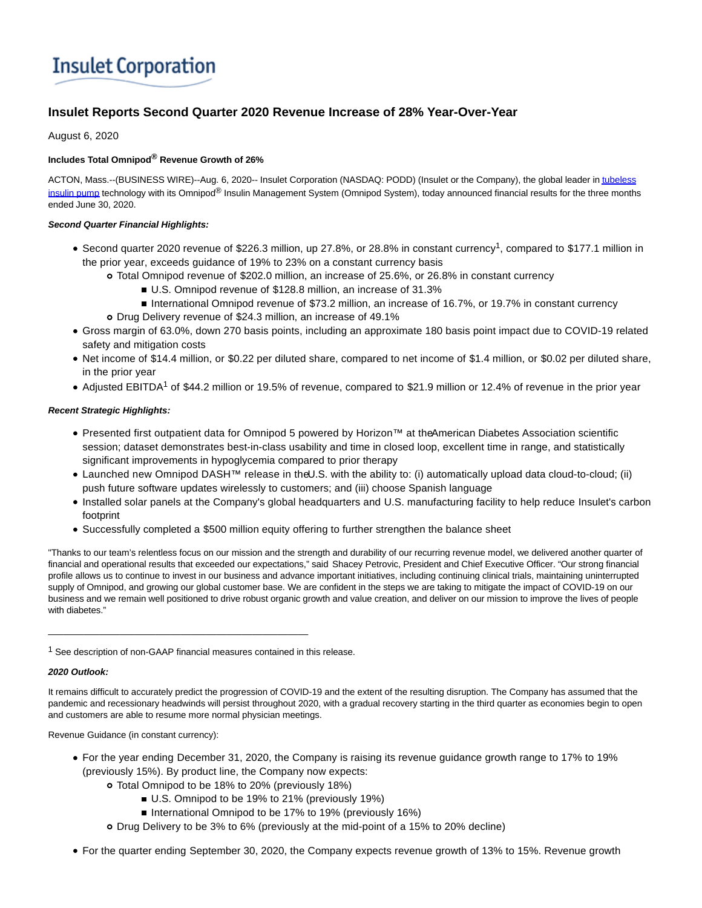Insulet Corporation

# Insulet Reports Second Quarter 2020 Revenue Increase of 28% Year-Over-Year

August 6, 2020

**Includes Total Omnipod® Revenue Growth of 26%**

ACTON, Mass.--(BUSINESS WIRE)--Aug. 6, 2020-- Insulet Corporation (NASDAQ: PODD) (Insulet or the Company), the global leader in tubeless insulin pump technology with its Omnipod® Insulin Management System (Omnipod System), today announced financial results for the three months ended June 30, 2020.

***Second Quarter Financial Highlights:***

- Second quarter 2020 revenue of $226.3 million, up 27.8%, or 28.8% in constant currency[1], compared to $177.1 million in the prior year, exceeds guidance of 19% to 23% on a constant currency basis
  - Total Omnipod revenue of $202.0 million, an increase of 25.6%, or 26.8% in constant currency
    - U.S. Omnipod revenue of $128.8 million, an increase of 31.3%
    - International Omnipod revenue of $73.2 million, an increase of 16.7%, or 19.7% in constant currency
  - Drug Delivery revenue of $24.3 million, an increase of 49.1%
- Gross margin of 63.0%, down 270 basis points, including an approximate 180 basis point impact due to COVID-19 related safety and mitigation costs
- Net income of $14.4 million, or $0.22 per diluted share, compared to net income of $1.4 million, or $0.02 per diluted share, in the prior year
- Adjusted EBITDA[1] of $44.2 million or 19.5% of revenue, compared to $21.9 million or 12.4% of revenue in the prior year

***Recent Strategic Highlights:***

- Presented first outpatient data for Omnipod 5 powered by Horizon™ at the American Diabetes Association scientific session; dataset demonstrates best-in-class usability and time in closed loop, excellent time in range, and statistically significant improvements in hypoglycemia compared to prior therapy
- Launched new Omnipod DASH™ release in the U.S. with the ability to: (i) automatically upload data cloud-to-cloud; (ii) push future software updates wirelessly to customers; and (iii) choose Spanish language
- Installed solar panels at the Company's global headquarters and U.S. manufacturing facility to help reduce Insulet's carbon footprint
- Successfully completed a $500 million equity offering to further strengthen the balance sheet

"Thanks to our team's relentless focus on our mission and the strength and durability of our recurring revenue model, we delivered another quarter of financial and operational results that exceeded our expectations," said Shacey Petrovic, President and Chief Executive Officer. "Our strong financial profile allows us to continue to invest in our business and advance important initiatives, including continuing clinical trials, maintaining uninterrupted supply of Omnipod, and growing our global customer base. We are confident in the steps we are taking to mitigate the impact of COVID-19 on our business and we remain well positioned to drive robust organic growth and value creation, and deliver on our mission to improve the lives of people with diabetes."

---

[1] See description of non-GAAP financial measures contained in this release.

***2020 Outlook:***

It remains difficult to accurately predict the progression of COVID-19 and the extent of the resulting disruption. The Company has assumed that the pandemic and recessionary headwinds will persist throughout 2020, with a gradual recovery starting in the third quarter as economies begin to open and customers are able to resume more normal physician meetings.

Revenue Guidance (in constant currency):

- For the year ending December 31, 2020, the Company is raising its revenue guidance growth range to 17% to 19% (previously 15%). By product line, the Company now expects:
  - Total Omnipod to be 18% to 20% (previously 18%)
    - U.S. Omnipod to be 19% to 21% (previously 19%)
    - International Omnipod to be 17% to 19% (previously 16%)
  - Drug Delivery to be 3% to 6% (previously at the mid-point of a 15% to 20% decline)
- For the quarter ending September 30, 2020, the Company expects revenue growth of 13% to 15%. Revenue growth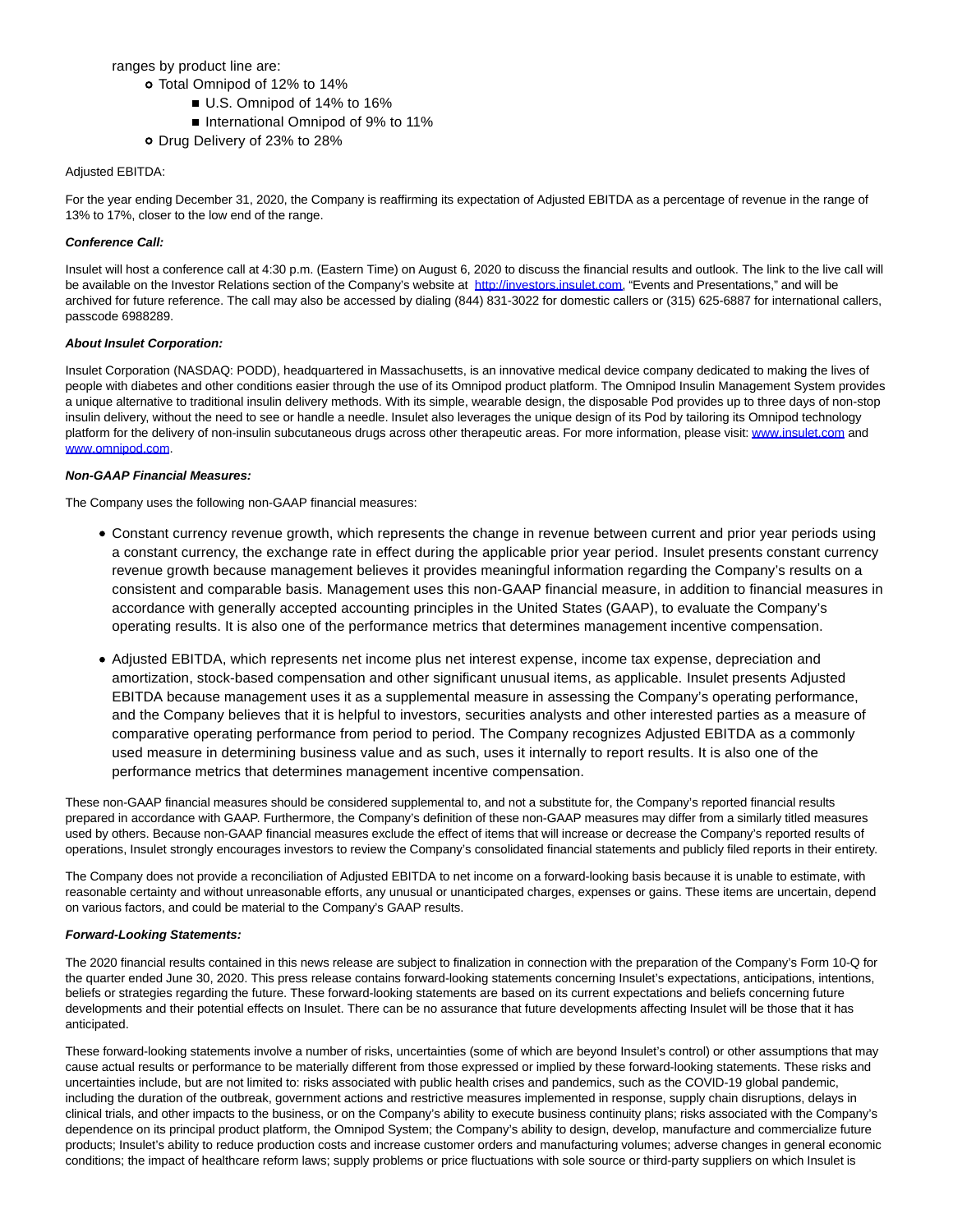ranges by product line are:

- Total Omnipod of 12% to 14%
  - U.S. Omnipod of 14% to 16%
  - International Omnipod of 9% to 11%
- Drug Delivery of 23% to 28%

Adjusted EBITDA:

For the year ending December 31, 2020, the Company is reaffirming its expectation of Adjusted EBITDA as a percentage of revenue in the range of 13% to 17%, closer to the low end of the range.

***Conference Call:***

Insulet will host a conference call at 4:30 p.m. (Eastern Time) on August 6, 2020 to discuss the financial results and outlook. The link to the live call will be available on the Investor Relations section of the Company's website at http://investors.insulet.com, "Events and Presentations," and will be archived for future reference. The call may also be accessed by dialing (844) 831-3022 for domestic callers or (315) 625-6887 for international callers, passcode 6988289.

***About Insulet Corporation:***

Insulet Corporation (NASDAQ: PODD), headquartered in Massachusetts, is an innovative medical device company dedicated to making the lives of people with diabetes and other conditions easier through the use of its Omnipod product platform. The Omnipod Insulin Management System provides a unique alternative to traditional insulin delivery methods. With its simple, wearable design, the disposable Pod provides up to three days of non-stop insulin delivery, without the need to see or handle a needle. Insulet also leverages the unique design of its Pod by tailoring its Omnipod technology platform for the delivery of non-insulin subcutaneous drugs across other therapeutic areas. For more information, please visit: www.insulet.com and www.omnipod.com.

***Non-GAAP Financial Measures:***

The Company uses the following non-GAAP financial measures:

- Constant currency revenue growth, which represents the change in revenue between current and prior year periods using a constant currency, the exchange rate in effect during the applicable prior year period. Insulet presents constant currency revenue growth because management believes it provides meaningful information regarding the Company's results on a consistent and comparable basis. Management uses this non-GAAP financial measure, in addition to financial measures in accordance with generally accepted accounting principles in the United States (GAAP), to evaluate the Company's operating results. It is also one of the performance metrics that determines management incentive compensation.

- Adjusted EBITDA, which represents net income plus net interest expense, income tax expense, depreciation and amortization, stock-based compensation and other significant unusual items, as applicable. Insulet presents Adjusted EBITDA because management uses it as a supplemental measure in assessing the Company's operating performance, and the Company believes that it is helpful to investors, securities analysts and other interested parties as a measure of comparative operating performance from period to period. The Company recognizes Adjusted EBITDA as a commonly used measure in determining business value and as such, uses it internally to report results. It is also one of the performance metrics that determines management incentive compensation.

These non-GAAP financial measures should be considered supplemental to, and not a substitute for, the Company's reported financial results prepared in accordance with GAAP. Furthermore, the Company's definition of these non-GAAP measures may differ from a similarly titled measures used by others. Because non-GAAP financial measures exclude the effect of items that will increase or decrease the Company's reported results of operations, Insulet strongly encourages investors to review the Company's consolidated financial statements and publicly filed reports in their entirety.

The Company does not provide a reconciliation of Adjusted EBITDA to net income on a forward-looking basis because it is unable to estimate, with reasonable certainty and without unreasonable efforts, any unusual or unanticipated charges, expenses or gains. These items are uncertain, depend on various factors, and could be material to the Company's GAAP results.

***Forward-Looking Statements:***

The 2020 financial results contained in this news release are subject to finalization in connection with the preparation of the Company's Form 10-Q for the quarter ended June 30, 2020. This press release contains forward-looking statements concerning Insulet's expectations, anticipations, intentions, beliefs or strategies regarding the future. These forward-looking statements are based on its current expectations and beliefs concerning future developments and their potential effects on Insulet. There can be no assurance that future developments affecting Insulet will be those that it has anticipated.

These forward-looking statements involve a number of risks, uncertainties (some of which are beyond Insulet's control) or other assumptions that may cause actual results or performance to be materially different from those expressed or implied by these forward-looking statements. These risks and uncertainties include, but are not limited to: risks associated with public health crises and pandemics, such as the COVID-19 global pandemic, including the duration of the outbreak, government actions and restrictive measures implemented in response, supply chain disruptions, delays in clinical trials, and other impacts to the business, or on the Company's ability to execute business continuity plans; risks associated with the Company's dependence on its principal product platform, the Omnipod System; the Company's ability to design, develop, manufacture and commercialize future products; Insulet's ability to reduce production costs and increase customer orders and manufacturing volumes; adverse changes in general economic conditions; the impact of healthcare reform laws; supply problems or price fluctuations with sole source or third-party suppliers on which Insulet is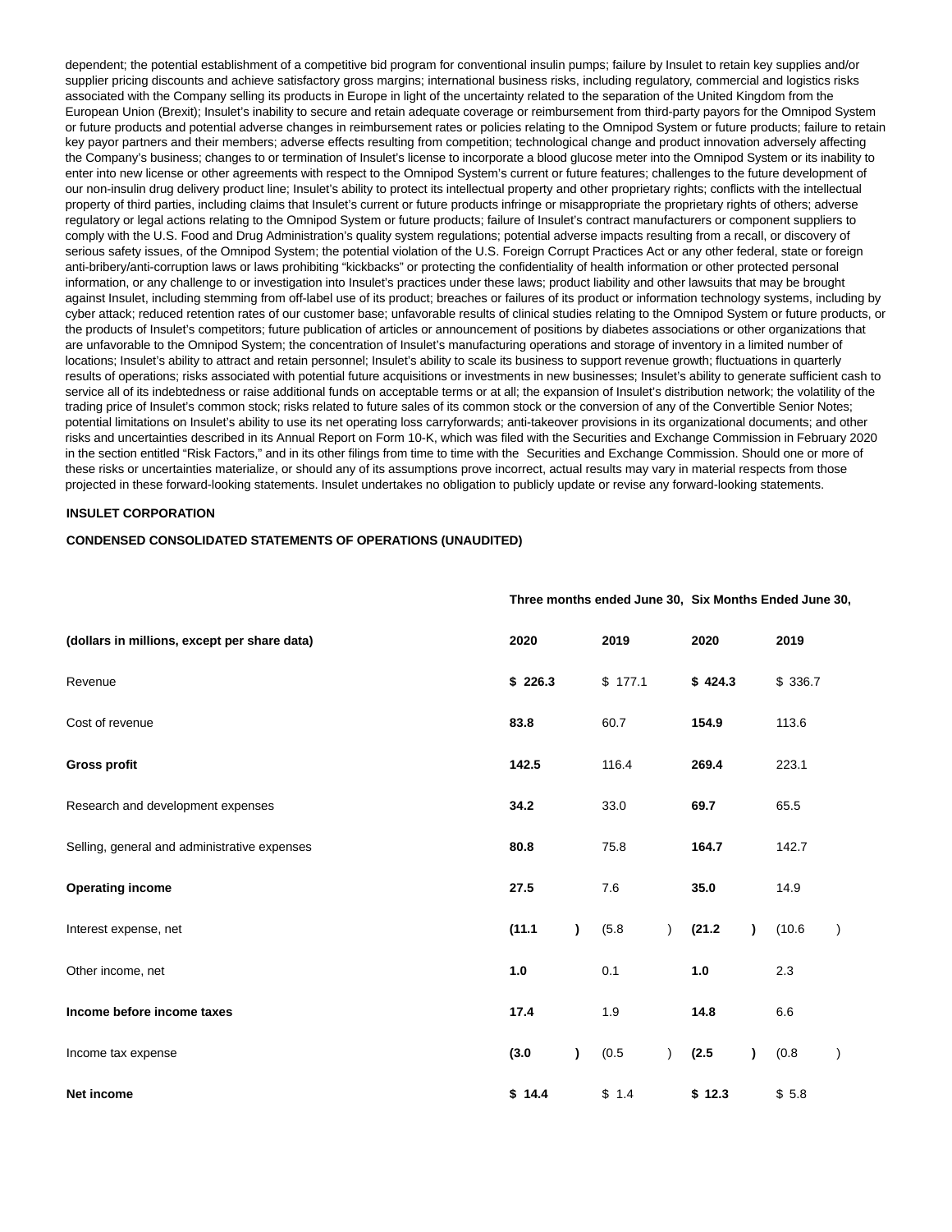dependent; the potential establishment of a competitive bid program for conventional insulin pumps; failure by Insulet to retain key supplies and/or supplier pricing discounts and achieve satisfactory gross margins; international business risks, including regulatory, commercial and logistics risks associated with the Company selling its products in Europe in light of the uncertainty related to the separation of the United Kingdom from the European Union (Brexit); Insulet's inability to secure and retain adequate coverage or reimbursement from third-party payors for the Omnipod System or future products and potential adverse changes in reimbursement rates or policies relating to the Omnipod System or future products; failure to retain key payor partners and their members; adverse effects resulting from competition; technological change and product innovation adversely affecting the Company's business; changes to or termination of Insulet's license to incorporate a blood glucose meter into the Omnipod System or its inability to enter into new license or other agreements with respect to the Omnipod System's current or future features; challenges to the future development of our non-insulin drug delivery product line; Insulet's ability to protect its intellectual property and other proprietary rights; conflicts with the intellectual property of third parties, including claims that Insulet's current or future products infringe or misappropriate the proprietary rights of others; adverse regulatory or legal actions relating to the Omnipod System or future products; failure of Insulet's contract manufacturers or component suppliers to comply with the U.S. Food and Drug Administration's quality system regulations; potential adverse impacts resulting from a recall, or discovery of serious safety issues, of the Omnipod System; the potential violation of the U.S. Foreign Corrupt Practices Act or any other federal, state or foreign anti-bribery/anti-corruption laws or laws prohibiting "kickbacks" or protecting the confidentiality of health information or other protected personal information, or any challenge to or investigation into Insulet's practices under these laws; product liability and other lawsuits that may be brought against Insulet, including stemming from off-label use of its product; breaches or failures of its product or information technology systems, including by cyber attack; reduced retention rates of our customer base; unfavorable results of clinical studies relating to the Omnipod System or future products, or the products of Insulet's competitors; future publication of articles or announcement of positions by diabetes associations or other organizations that are unfavorable to the Omnipod System; the concentration of Insulet's manufacturing operations and storage of inventory in a limited number of locations; Insulet's ability to attract and retain personnel; Insulet's ability to scale its business to support revenue growth; fluctuations in quarterly results of operations; risks associated with potential future acquisitions or investments in new businesses; Insulet's ability to generate sufficient cash to service all of its indebtedness or raise additional funds on acceptable terms or at all; the expansion of Insulet's distribution network; the volatility of the trading price of Insulet's common stock; risks related to future sales of its common stock or the conversion of any of the Convertible Senior Notes; potential limitations on Insulet's ability to use its net operating loss carryforwards; anti-takeover provisions in its organizational documents; and other risks and uncertainties described in its Annual Report on Form 10-K, which was filed with the Securities and Exchange Commission in February 2020 in the section entitled "Risk Factors," and in its other filings from time to time with the Securities and Exchange Commission. Should one or more of these risks or uncertainties materialize, or should any of its assumptions prove incorrect, actual results may vary in material respects from those projected in these forward-looking statements. Insulet undertakes no obligation to publicly update or revise any forward-looking statements.

**INSULET CORPORATION**

**CONDENSED CONSOLIDATED STATEMENTS OF OPERATIONS (UNAUDITED)**

| | Three months ended June 30, | | Six Months Ended June 30, | |
|---|---|---|---|---|
| **(dollars in millions, except per share data)** | **2020** | **2019** | **2020** | **2019** |
| Revenue | **$ 226.3** | $ 177.1 | **$ 424.3** | $ 336.7 |
| Cost of revenue | **83.8** | 60.7 | **154.9** | 113.6 |
| **Gross profit** | **142.5** | 116.4 | **269.4** | 223.1 |
| Research and development expenses | **34.2** | 33.0 | **69.7** | 65.5 |
| Selling, general and administrative expenses | **80.8** | 75.8 | **164.7** | 142.7 |
| **Operating income** | **27.5** | 7.6 | **35.0** | 14.9 |
| Interest expense, net | **(11.1 )** | (5.8 ) | **(21.2 )** | (10.6 ) |
| Other income, net | **1.0** | 0.1 | **1.0** | 2.3 |
| **Income before income taxes** | **17.4** | 1.9 | **14.8** | 6.6 |
| Income tax expense | **(3.0 )** | (0.5 ) | **(2.5 )** | (0.8 ) |
| **Net income** | **$ 14.4** | $ 1.4 | **$ 12.3** | $ 5.8 |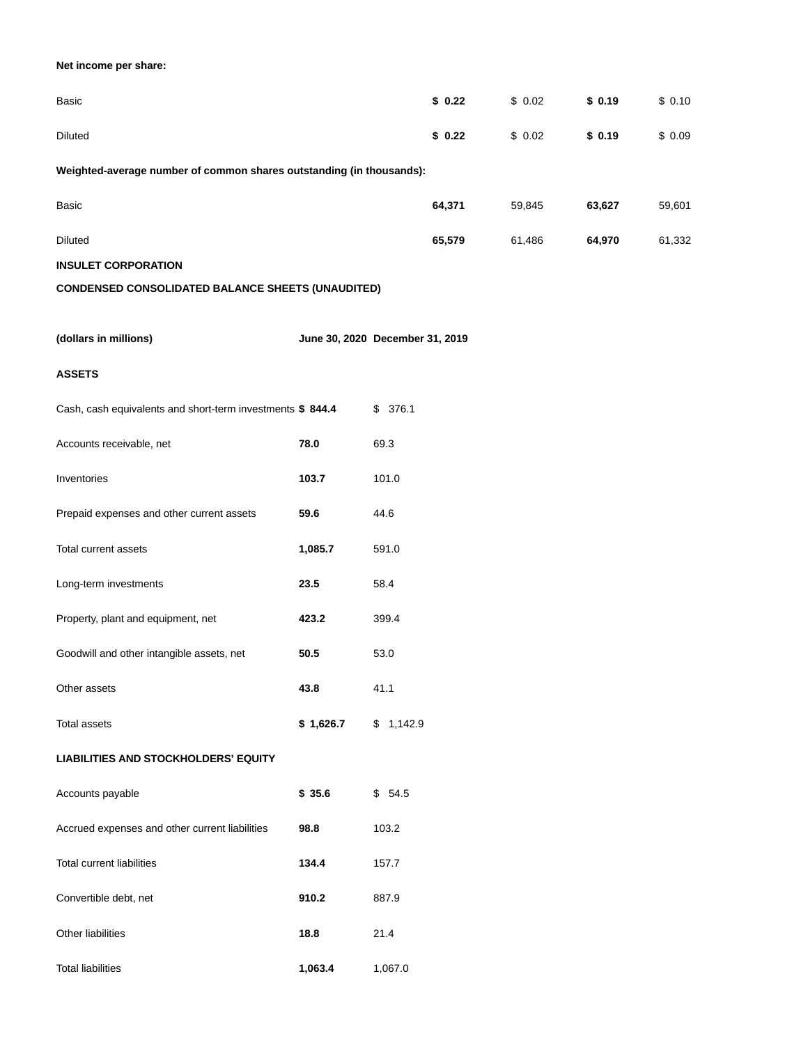| | | | | |
|---|---|---|---|---|
| **Net income per share:** | | | | |
| Basic | **$ 0.22** | $ 0.02 | **$ 0.19** | $ 0.10 |
| Diluted | **$ 0.22** | $ 0.02 | **$ 0.19** | $ 0.09 |
| **Weighted-average number of common shares outstanding (in thousands):** | | | | |
| Basic | **64,371** | 59,845 | **63,627** | 59,601 |
| Diluted | **65,579** | 61,486 | **64,970** | 61,332 |

**INSULET CORPORATION**

**CONDENSED CONSOLIDATED BALANCE SHEETS (UNAUDITED)**

| **(dollars in millions)** | **June 30, 2020** | **December 31, 2019** |
|---|---|---|
| **ASSETS** | | |
| Cash, cash equivalents and short-term investments | **$ 844.4** | $ 376.1 |
| Accounts receivable, net | **78.0** | 69.3 |
| Inventories | **103.7** | 101.0 |
| Prepaid expenses and other current assets | **59.6** | 44.6 |
| Total current assets | **1,085.7** | 591.0 |
| Long-term investments | **23.5** | 58.4 |
| Property, plant and equipment, net | **423.2** | 399.4 |
| Goodwill and other intangible assets, net | **50.5** | 53.0 |
| Other assets | **43.8** | 41.1 |
| Total assets | **$ 1,626.7** | $ 1,142.9 |
| **LIABILITIES AND STOCKHOLDERS' EQUITY** | | |
| Accounts payable | **$ 35.6** | $ 54.5 |
| Accrued expenses and other current liabilities | **98.8** | 103.2 |
| Total current liabilities | **134.4** | 157.7 |
| Convertible debt, net | **910.2** | 887.9 |
| Other liabilities | **18.8** | 21.4 |
| Total liabilities | **1,063.4** | 1,067.0 |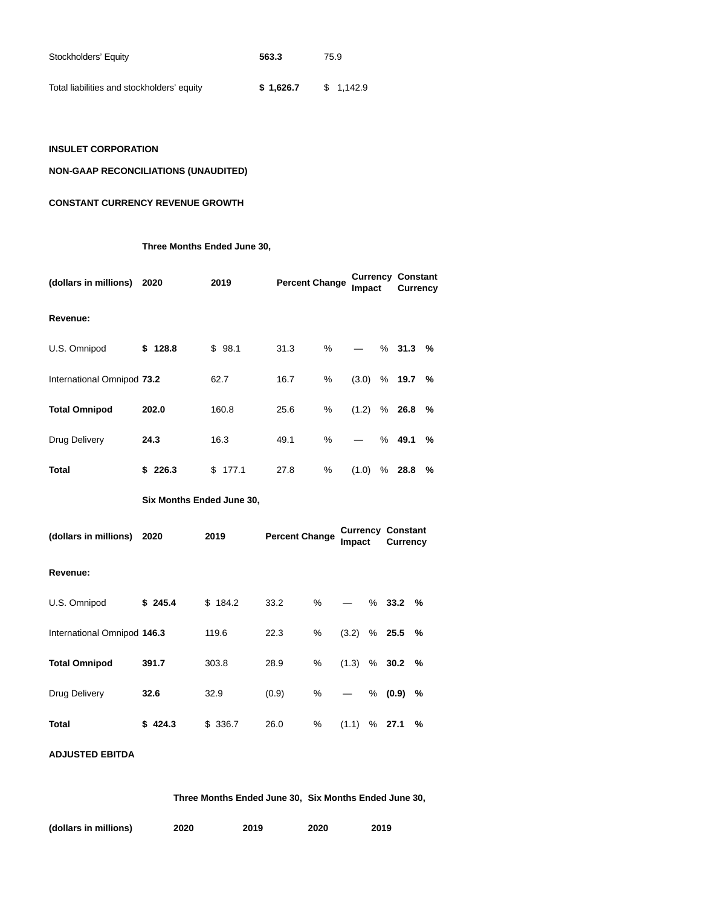| | | |
|---|---|---|
| Stockholders' Equity | **563.3** | 75.9 |
| Total liabilities and stockholders' equity | **$ 1,626.7** | $ 1,142.9 |

**INSULET CORPORATION**

**NON-GAAP RECONCILIATIONS (UNAUDITED)**

**CONSTANT CURRENCY REVENUE GROWTH**

| | **Three Months Ended June 30,** | | | | | | | |
|---|---|---|---|---|---|---|---|---|
| **(dollars in millions)** | **2020** | **2019** | **Percent Change** | | **Currency Impact** | | **Constant Currency** | |
| **Revenue:** | | | | | | | | |
| U.S. Omnipod | **$ 128.8** | $ 98.1 | 31.3 | % | — | % | **31.3** | **%** |
| International Omnipod | **73.2** | 62.7 | 16.7 | % | (3.0) | % | **19.7** | **%** |
| **Total Omnipod** | **202.0** | 160.8 | 25.6 | % | (1.2) | % | **26.8** | **%** |
| Drug Delivery | **24.3** | 16.3 | 49.1 | % | — | % | **49.1** | **%** |
| **Total** | **$ 226.3** | $ 177.1 | 27.8 | % | (1.0) | % | **28.8** | **%** |

| | **Six Months Ended June 30,** | | | | | | | |
|---|---|---|---|---|---|---|---|---|
| **(dollars in millions)** | **2020** | **2019** | **Percent Change** | | **Currency Impact** | | **Constant Currency** | |
| **Revenue:** | | | | | | | | |
| U.S. Omnipod | **$ 245.4** | $ 184.2 | 33.2 | % | — | % | **33.2** | **%** |
| International Omnipod | **146.3** | 119.6 | 22.3 | % | (3.2) | % | **25.5** | **%** |
| **Total Omnipod** | **391.7** | 303.8 | 28.9 | % | (1.3) | % | **30.2** | **%** |
| Drug Delivery | **32.6** | 32.9 | (0.9) | % | — | % | **(0.9)** | **%** |
| **Total** | **$ 424.3** | $ 336.7 | 26.0 | % | (1.1) | % | **27.1** | **%** |

**ADJUSTED EBITDA**

| | **Three Months Ended June 30,** | | **Six Months Ended June 30,** | |
|---|---|---|---|---|
| **(dollars in millions)** | **2020** | **2019** | **2020** | **2019** |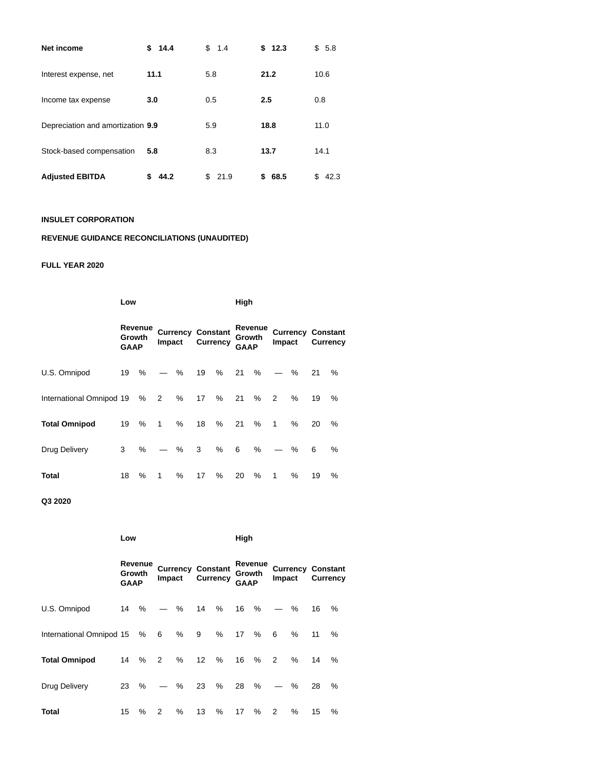| | | | | |
|---|---|---|---|---|
| **Net income** | **$ 14.4** | $ 1.4 | **$ 12.3** | $ 5.8 |
| Interest expense, net | **11.1** | 5.8 | **21.2** | 10.6 |
| Income tax expense | **3.0** | 0.5 | **2.5** | 0.8 |
| Depreciation and amortization | **9.9** | 5.9 | **18.8** | 11.0 |
| Stock-based compensation | **5.8** | 8.3 | **13.7** | 14.1 |
| **Adjusted EBITDA** | **$ 44.2** | $ 21.9 | **$ 68.5** | $ 42.3 |

**INSULET CORPORATION**

**REVENUE GUIDANCE RECONCILIATIONS (UNAUDITED)**

**FULL YEAR 2020**

| | **Low** | | | **High** | | |
|---|---|---|---|---|---|---|
| | **Revenue Growth GAAP** | **Currency Impact** | **Constant Currency** | **Revenue Growth GAAP** | **Currency Impact** | **Constant Currency** |
| U.S. Omnipod | 19 % | — % | 19 % | 21 % | — % | 21 % |
| International Omnipod | 19 % | 2 % | 17 % | 21 % | 2 % | 19 % |
| **Total Omnipod** | 19 % | 1 % | 18 % | 21 % | 1 % | 20 % |
| Drug Delivery | 3 % | — % | 3 % | 6 % | — % | 6 % |
| **Total** | 18 % | 1 % | 17 % | 20 % | 1 % | 19 % |

**Q3 2020**

| | **Low** | | | **High** | | |
|---|---|---|---|---|---|---|
| | **Revenue Growth GAAP** | **Currency Impact** | **Constant Currency** | **Revenue Growth GAAP** | **Currency Impact** | **Constant Currency** |
| U.S. Omnipod | 14 % | — % | 14 % | 16 % | — % | 16 % |
| International Omnipod | 15 % | 6 % | 9 % | 17 % | 6 % | 11 % |
| **Total Omnipod** | 14 % | 2 % | 12 % | 16 % | 2 % | 14 % |
| Drug Delivery | 23 % | — % | 23 % | 28 % | — % | 28 % |
| **Total** | 15 % | 2 % | 13 % | 17 % | 2 % | 15 % |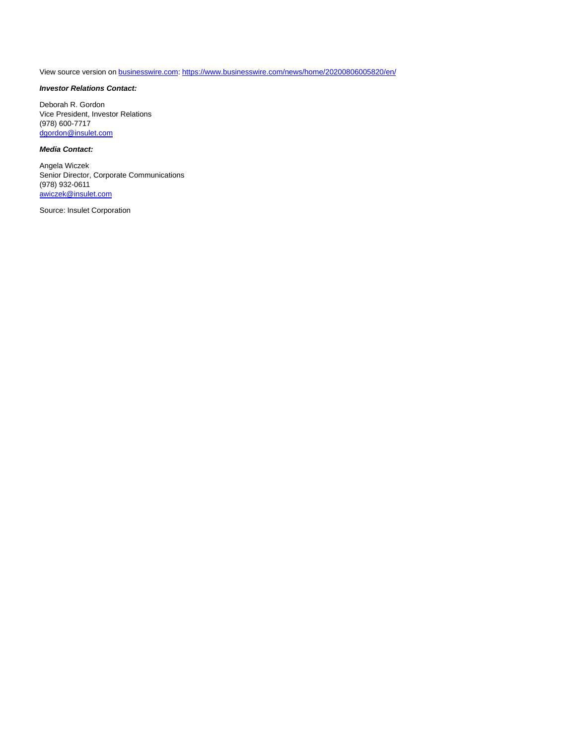View source version on businesswire.com: https://www.businesswire.com/news/home/20200806005820/en/

***Investor Relations Contact:***

Deborah R. Gordon
Vice President, Investor Relations
(978) 600-7717
dgordon@insulet.com

***Media Contact:***

Angela Wiczek
Senior Director, Corporate Communications
(978) 932-0611
awiczek@insulet.com

Source: Insulet Corporation